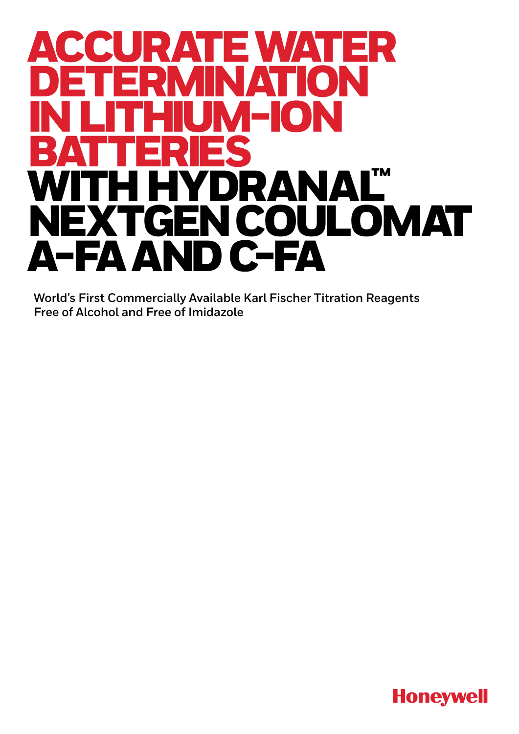# ACCURATE WATER DETERMINATION IN LITHIUM-ION BATTERIES WITH HYDRANAL™ NEXTGEN COULOMAT A-FA AND C-FA

**World's First Commercially Available Karl Fischer Titration Reagents Free of Alcohol and Free of Imidazole**

Honeywell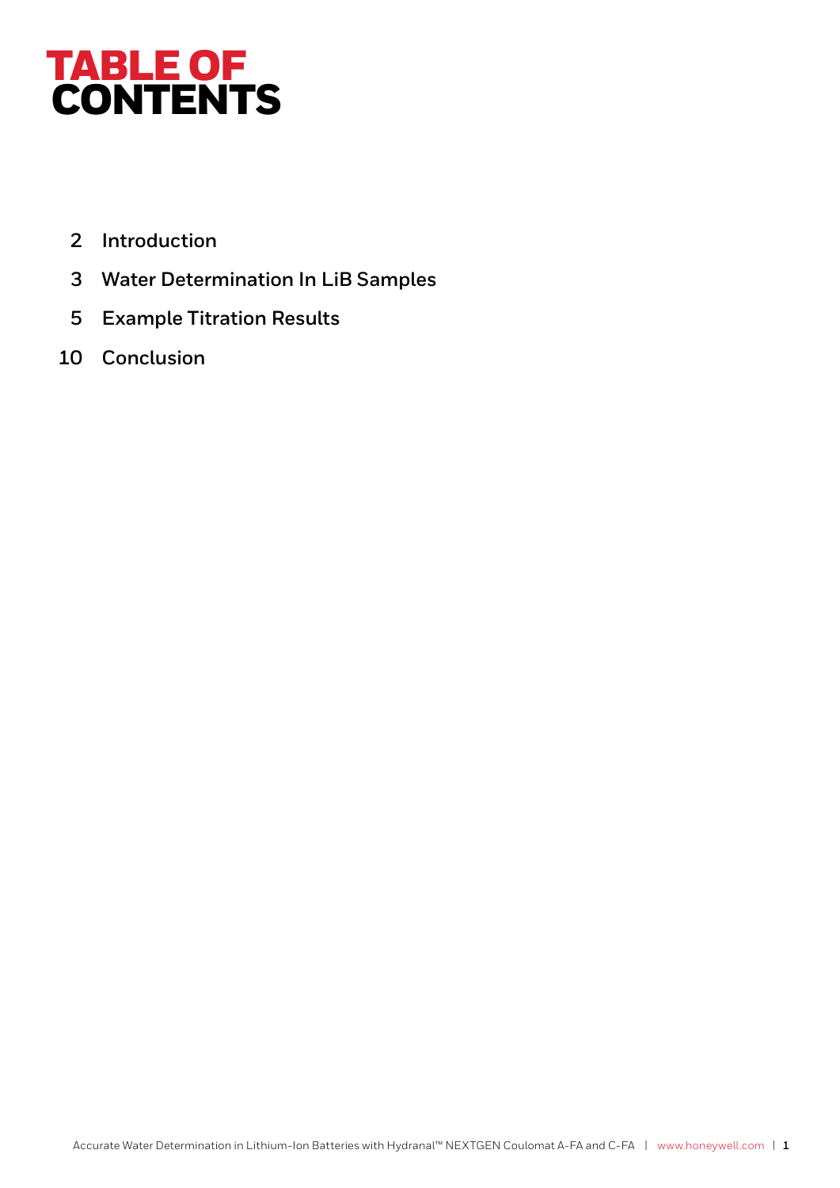# TABLE OF CONTENTS

2 Introduction

3 Water Determination In LiB Samples

5 Example Titration Results

10 Conclusion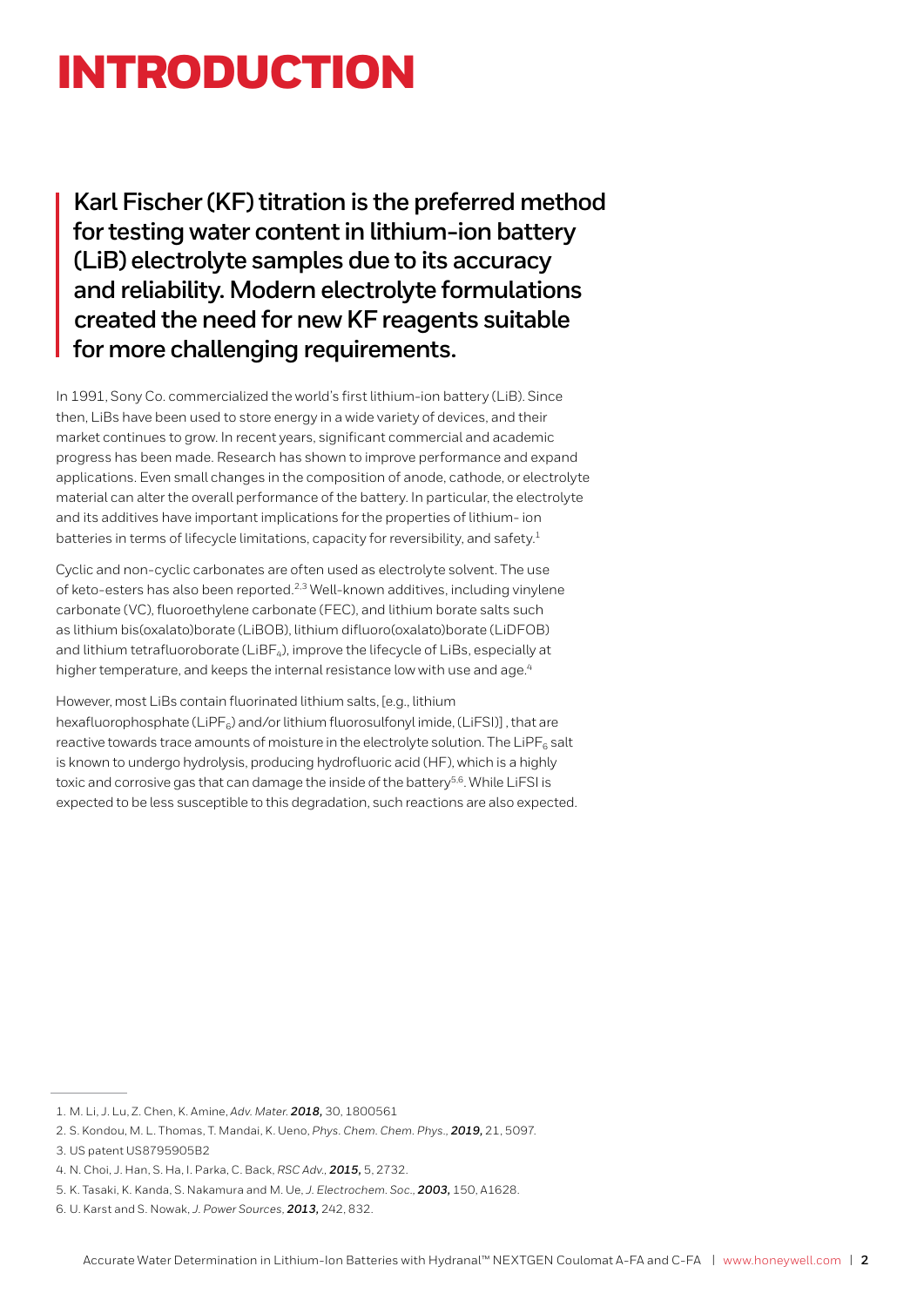# INTRODUCTION

**Karl Fischer (KF) titration is the preferred method for testing water content in lithium-ion battery (LiB) electrolyte samples due to its accuracy and reliability. Modern electrolyte formulations created the need for new KF reagents suitable for more challenging requirements.**

In 1991, Sony Co. commercialized the world's first lithium-ion battery (LiB). Since then, LiBs have been used to store energy in a wide variety of devices, and their market continues to grow. In recent years, significant commercial and academic progress has been made. Research has shown to improve performance and expand applications. Even small changes in the composition of anode, cathode, or electrolyte material can alter the overall performance of the battery. In particular, the electrolyte and its additives have important implications for the properties of lithium- ion batteries in terms of lifecycle limitations, capacity for reversibility, and safety.[1]

Cyclic and non-cyclic carbonates are often used as electrolyte solvent. The use of keto-esters has also been reported.[2,3] Well-known additives, including vinylene carbonate (VC), fluoroethylene carbonate (FEC), and lithium borate salts such as lithium bis(oxalato)borate (LiBOB), lithium difluoro(oxalato)borate (LiDFOB) and lithium tetrafluoroborate ($LiBF_4$), improve the lifecycle of LiBs, especially at higher temperature, and keeps the internal resistance low with use and age.[4]

However, most LiBs contain fluorinated lithium salts, [e.g., lithium hexafluorophosphate ($LiPF_6$) and/or lithium fluorosulfonyl imide, (LiFSI)] , that are reactive towards trace amounts of moisture in the electrolyte solution. The $LiPF_6$ salt is known to undergo hydrolysis, producing hydrofluoric acid (HF), which is a highly toxic and corrosive gas that can damage the inside of the battery[5,6]. While LiFSI is expected to be less susceptible to this degradation, such reactions are also expected.

1. M. Li, J. Lu, Z. Chen, K. Amine, *Adv. Mater.* ***2018,*** 30, 1800561
2. S. Kondou, M. L. Thomas, T. Mandai, K. Ueno, *Phys. Chem. Chem. Phys.*, ***2019,*** 21, 5097.
3. US patent US8795905B2
4. N. Choi, J. Han, S. Ha, I. Parka, C. Back, *RSC Adv.*, ***2015,*** 5, 2732.
5. K. Tasaki, K. Kanda, S. Nakamura and M. Ue, *J. Electrochem. Soc.*, ***2003,*** 150, A1628.
6. U. Karst and S. Nowak, *J. Power Sources*, ***2013,*** 242, 832.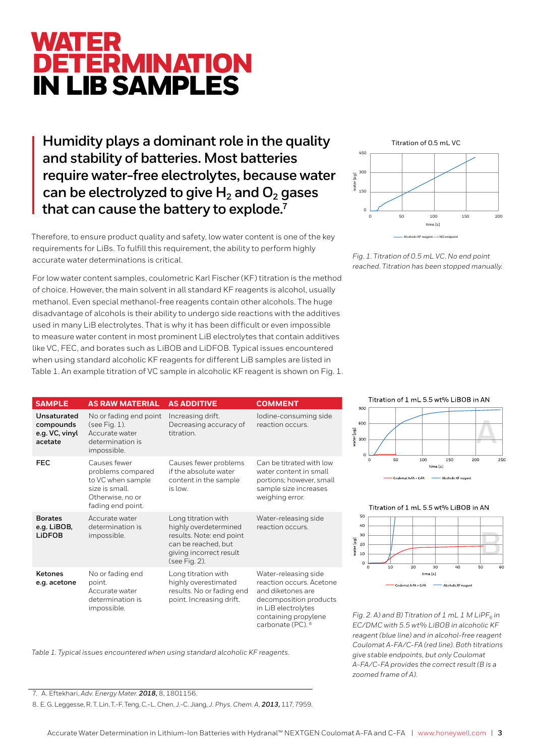# WATER DETERMINATION IN LIB SAMPLES

**Humidity plays a dominant role in the quality and stability of batteries. Most batteries require water-free electrolytes, because water can be electrolyzed to give $H_2$ and $O_2$ gases that can cause the battery to explode.[7]**

Therefore, to ensure product quality and safety, low water content is one of the key requirements for LiBs. To fulfill this requirement, the ability to perform highly accurate water determinations is critical.

For low water content samples, coulometric Karl Fischer (KF) titration is the method of choice. However, the main solvent in all standard KF reagents is alcohol, usually methanol. Even special methanol-free reagents contain other alcohols. The huge disadvantage of alcohols is their ability to undergo side reactions with the additives used in many LiB electrolytes. That is why it has been difficult or even impossible to measure water content in most prominent LiB electrolytes that contain additives like VC, FEC, and borates such as LiBOB and LiDFOB. Typical issues encountered when using standard alcoholic KF reagents for different LiB samples are listed in Table 1. An example titration of VC sample in alcoholic KF reagent is shown on Fig. 1.

Titration of 0.5 mL VC

water [µg]

450
300
150
0

0
50
100
150
200

time [s]

Alcoholic KF reagent —> NO endpoint

*Fig. 1. Titration of 0.5 mL VC. No end point reached. Titration has been stopped manually.*

| SAMPLE | AS RAW MATERIAL | AS ADDITIVE | COMMENT |
|---|---|---|---|
| **Unsaturated compounds e.g. VC, vinyl acetate** | No or fading end point (see Fig. 1). Accurate water determination is impossible. | Increasing drift. Decreasing accuracy of titration. | Iodine-consuming side reaction occurs. |
| **FEC** | Causes fewer problems compared to VC when sample size is small. Otherwise, no or fading end point. | Causes fewer problems if the absolute water content in the sample is low. | Can be titrated with low water content in small portions; however, small sample size increases weighing error. |
| **Borates e.g. LiBOB, LiDFOB** | Accurate water determination is impossible. | Long titration with highly overdetermined results. Note: end point can be reached, but giving incorrect result (see Fig. 2). | Water-releasing side reaction occurs. |
| **Ketones e.g. acetone** | No or fading end point. Accurate water determination is impossible. | Long titration with highly overestimated results. No or fading end point. Increasing drift. | Water-releasing side reaction occurs. Acetone and diketones are decomposition products in LiB electrolytes containing propylene carbonate (PC).[8] |

*Table 1. Typical issues encountered when using standard alcoholic KF reagents.*

Titration of 1 mL 5.5 wt% LiBOB in AN

A

water [µg]

900
600
300
0

0
50
100
150
200
250

time [s]

Coulomat A-FA + C-FA
Alcoholic KF reagent

Titration of 1 mL 5.5 wt% LiBOB in AN

B

water [µg]

50
40
30
20
10
0

0
10
20
30
40
50
60

time [s]

Coulomat A-FA + C-FA
Alcoholic KF reagent

*Fig. 2. A) and B) Titration of 1 mL 1 M $LiPF_6$ in EC/DMC with 5.5 wt% LiBOB in alcoholic KF reagent (blue line) and in alcohol-free reagent Coulomat A-FA/C-FA (red line). Both titrations give stable endpoints, but only Coulomat A-FA/C-FA provides the correct result (B is a zoomed frame of A).*

7. A. Eftekhari, *Adv. Energy Mater.* ***2018,*** 8, 1801156.

8. E. G. Leggesse, R. T. Lin, T.-F. Teng, C.-L. Chen, J.-C. Jiang, *J. Phys. Chem. A*, ***2013,*** 117, 7959.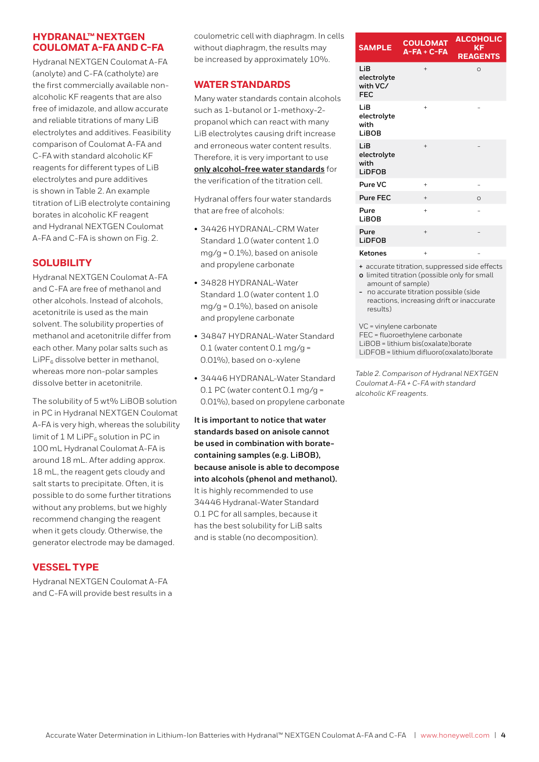## HYDRANAL™ NEXTGEN COULOMAT A-FA AND C-FA

Hydranal NEXTGEN Coulomat A-FA (anolyte) and C-FA (catholyte) are the first commercially available non-alcoholic KF reagents that are also free of imidazole, and allow accurate and reliable titrations of many LiB electrolytes and additives. Feasibility comparison of Coulomat A-FA and C-FA with standard alcoholic KF reagents for different types of LiB electrolytes and pure additives is shown in Table 2. An example titration of LiB electrolyte containing borates in alcoholic KF reagent and Hydranal NEXTGEN Coulomat A-FA and C-FA is shown on Fig. 2.

## SOLUBILITY

Hydranal NEXTGEN Coulomat A-FA and C-FA are free of methanol and other alcohols. Instead of alcohols, acetonitrile is used as the main solvent. The solubility properties of methanol and acetonitrile differ from each other. Many polar salts such as $LiPF_6$ dissolve better in methanol, whereas more non-polar samples dissolve better in acetonitrile.

The solubility of 5 wt% LiBOB solution in PC in Hydranal NEXTGEN Coulomat A-FA is very high, whereas the solubility limit of 1 M $LiPF_6$ solution in PC in 100 mL Hydranal Coulomat A-FA is around 18 mL. After adding approx. 18 mL, the reagent gets cloudy and salt starts to precipitate. Often, it is possible to do some further titrations without any problems, but we highly recommend changing the reagent when it gets cloudy. Otherwise, the generator electrode may be damaged.

## VESSEL TYPE

Hydranal NEXTGEN Coulomat A-FA and C-FA will provide best results in a coulometric cell with diaphragm. In cells without diaphragm, the results may be increased by approximately 10%.

## WATER STANDARDS

Many water standards contain alcohols such as 1-butanol or 1-methoxy-2-propanol which can react with many LiB electrolytes causing drift increase and erroneous water content results. Therefore, it is very important to use **only alcohol-free water standards** for the verification of the titration cell.

Hydranal offers four water standards that are free of alcohols:

- 34426 HYDRANAL-CRM Water Standard 1.0 (water content 1.0 mg/g = 0.1%), based on anisole and propylene carbonate
- 34828 HYDRANAL-Water Standard 1.0 (water content 1.0 mg/g = 0.1%), based on anisole and propylene carbonate
- 34847 HYDRANAL-Water Standard 0.1 (water content 0.1 mg/g = 0.01%), based on o-xylene
- 34446 HYDRANAL-Water Standard 0.1 PC (water content 0.1 mg/g = 0.01%), based on propylene carbonate

**It is important to notice that water standards based on anisole cannot be used in combination with borate-containing samples (e.g. LiBOB), because anisole is able to decompose into alcohols (phenol and methanol).** It is highly recommended to use 34446 Hydranal-Water Standard 0.1 PC for all samples, because it has the best solubility for LiB salts and is stable (no decomposition).

| SAMPLE | COULOMAT A-FA + C-FA | ALCOHOLIC KF REAGENTS |
|---|---|---|
| LiB electrolyte with VC/FEC | + | o |
| LiB electrolyte with LiBOB | + | - |
| LiB electrolyte with LiDFOB | + | - |
| Pure VC | + | - |
| Pure FEC | + | o |
| Pure LiBOB | + | - |
| Pure LiDFOB | + | - |
| Ketones | + | - |

+ accurate titration, suppressed side effects
o limited titration (possible only for small amount of sample)
- no accurate titration possible (side reactions, increasing drift or inaccurate results)

VC = vinylene carbonate
FEC = fluoroethylene carbonate
LiBOB = lithium bis(oxalate)borate
LiDFOB = lithium difluoro(oxalato)borate

*Table 2. Comparison of Hydranal NEXTGEN Coulomat A-FA + C-FA with standard alcoholic KF reagents.*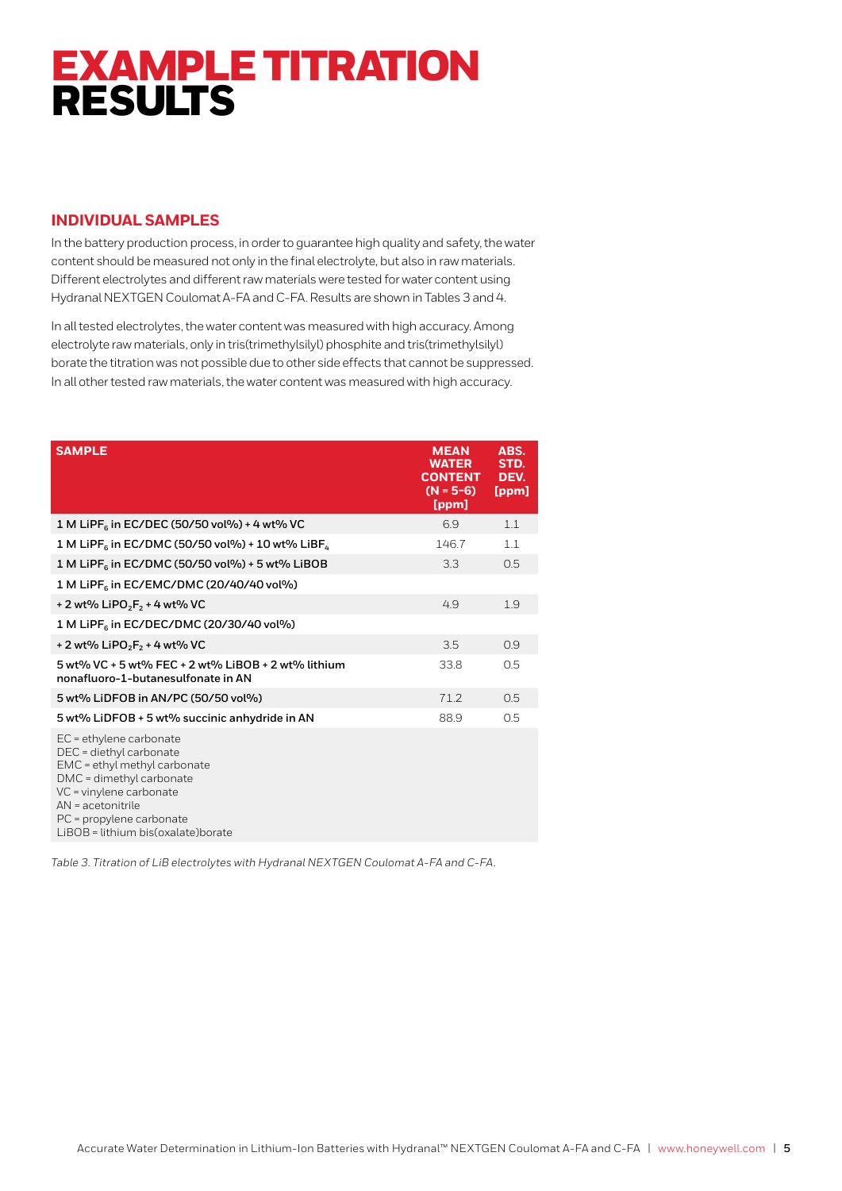# EXAMPLE TITRATION RESULTS

## INDIVIDUAL SAMPLES

In the battery production process, in order to guarantee high quality and safety, the water content should be measured not only in the final electrolyte, but also in raw materials. Different electrolytes and different raw materials were tested for water content using Hydranal NEXTGEN Coulomat A-FA and C-FA. Results are shown in Tables 3 and 4.

In all tested electrolytes, the water content was measured with high accuracy. Among electrolyte raw materials, only in tris(trimethylsilyl) phosphite and tris(trimethylsilyl) borate the titration was not possible due to other side effects that cannot be suppressed. In all other tested raw materials, the water content was measured with high accuracy.

| SAMPLE | MEAN WATER CONTENT (N = 5–6) [ppm] | ABS. STD. DEV. [ppm] |
|---|---|---|
| 1 M $LiPF_6$ in EC/DEC (50/50 vol%) + 4 wt% VC | 6.9 | 1.1 |
| 1 M $LiPF_6$ in EC/DMC (50/50 vol%) + 10 wt% $LiBF_4$ | 146.7 | 1.1 |
| 1 M $LiPF_6$ in EC/DMC (50/50 vol%) + 5 wt% LiBOB | 3.3 | 0.5 |
| 1 M $LiPF_6$ in EC/EMC/DMC (20/40/40 vol%) | | |
| + 2 wt% $LiPO_2F_2$ + 4 wt% VC | 4.9 | 1.9 |
| 1 M $LiPF_6$ in EC/DEC/DMC (20/30/40 vol%) | | |
| + 2 wt% $LiPO_2F_2$ + 4 wt% VC | 3.5 | 0.9 |
| 5 wt% VC + 5 wt% FEC + 2 wt% LiBOB + 2 wt% lithium nonafluoro-1-butanesulfonate in AN | 33.8 | 0.5 |
| 5 wt% LiDFOB in AN/PC (50/50 vol%) | 71.2 | 0.5 |
| 5 wt% LiDFOB + 5 wt% succinic anhydride in AN | 88.9 | 0.5 |

EC = ethylene carbonate
DEC = diethyl carbonate
EMC = ethyl methyl carbonate
DMC = dimethyl carbonate
VC = vinylene carbonate
AN = acetonitrile
PC = propylene carbonate
LiBOB = lithium bis(oxalate)borate

*Table 3. Titration of LiB electrolytes with Hydranal NEXTGEN Coulomat A-FA and C-FA.*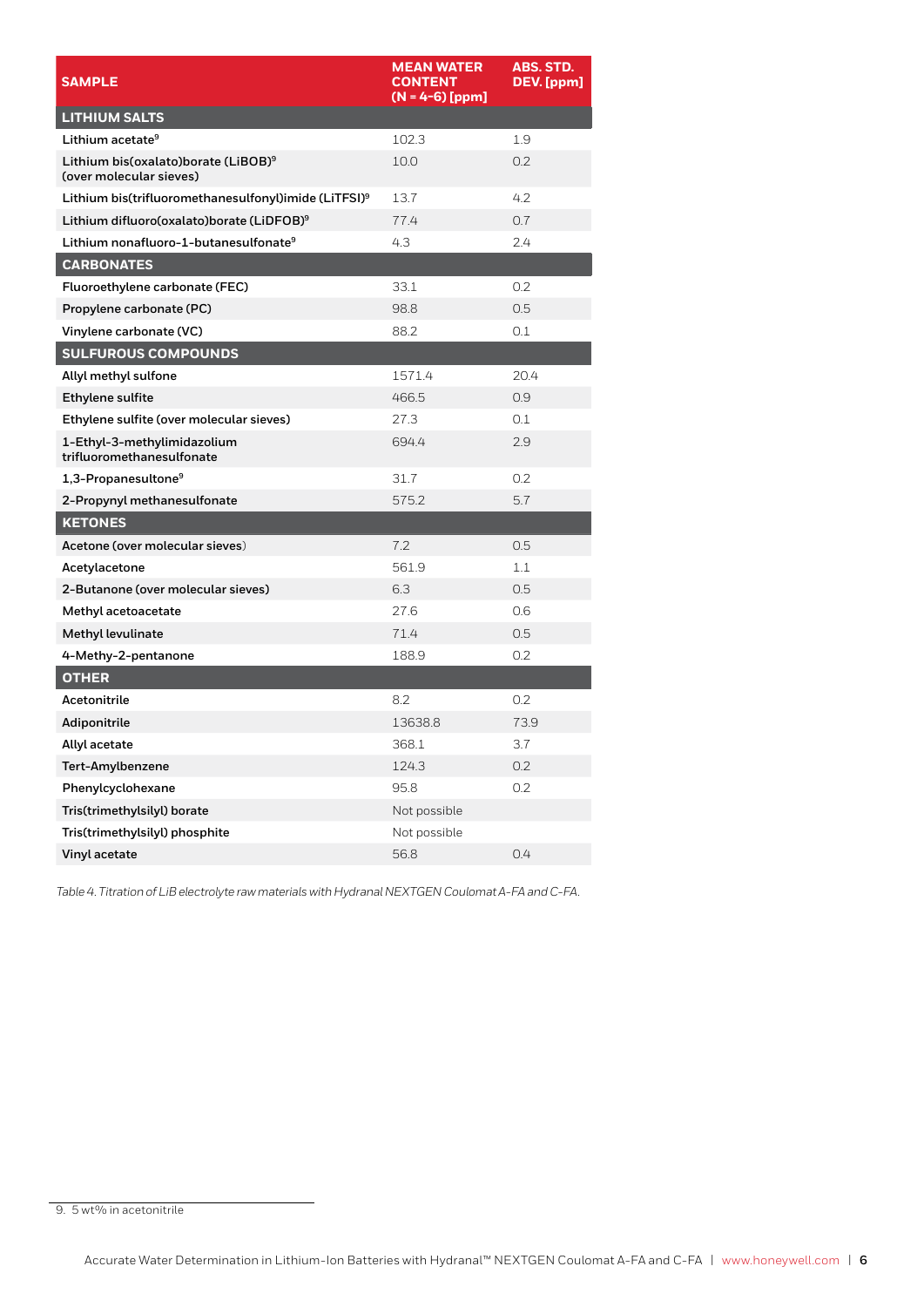| SAMPLE | MEAN WATER CONTENT (N = 4-6) [ppm] | ABS. STD. DEV. [ppm] |
|---|---|---|
| **LITHIUM SALTS** | | |
| Lithium acetate[9] | 102.3 | 1.9 |
| Lithium bis(oxalato)borate (LiBOB)[9] (over molecular sieves) | 10.0 | 0.2 |
| Lithium bis(trifluoromethanesulfonyl)imide (LiTFSI)[9] | 13.7 | 4.2 |
| Lithium difluoro(oxalato)borate (LiDFOB)[9] | 77.4 | 0.7 |
| Lithium nonafluoro-1-butanesulfonate[9] | 4.3 | 2.4 |
| **CARBONATES** | | |
| Fluoroethylene carbonate (FEC) | 33.1 | 0.2 |
| Propylene carbonate (PC) | 98.8 | 0.5 |
| Vinylene carbonate (VC) | 88.2 | 0.1 |
| **SULFUROUS COMPOUNDS** | | |
| Allyl methyl sulfone | 1571.4 | 20.4 |
| Ethylene sulfite | 466.5 | 0.9 |
| Ethylene sulfite (over molecular sieves) | 27.3 | 0.1 |
| 1-Ethyl-3-methylimidazolium trifluoromethanesulfonate | 694.4 | 2.9 |
| 1,3-Propanesultone[9] | 31.7 | 0.2 |
| 2-Propynyl methanesulfonate | 575.2 | 5.7 |
| **KETONES** | | |
| Acetone (over molecular sieves) | 7.2 | 0.5 |
| Acetylacetone | 561.9 | 1.1 |
| 2-Butanone (over molecular sieves) | 6.3 | 0.5 |
| Methyl acetoacetate | 27.6 | 0.6 |
| Methyl levulinate | 71.4 | 0.5 |
| 4-Methy-2-pentanone | 188.9 | 0.2 |
| **OTHER** | | |
| Acetonitrile | 8.2 | 0.2 |
| Adiponitrile | 13638.8 | 73.9 |
| Allyl acetate | 368.1 | 3.7 |
| Tert-Amylbenzene | 124.3 | 0.2 |
| Phenylcyclohexane | 95.8 | 0.2 |
| Tris(trimethylsilyl) borate | Not possible | |
| Tris(trimethylsilyl) phosphite | Not possible | |
| Vinyl acetate | 56.8 | 0.4 |

*Table 4. Titration of LiB electrolyte raw materials with Hydranal NEXTGEN Coulomat A-FA and C-FA.*

9. 5 wt% in acetonitrile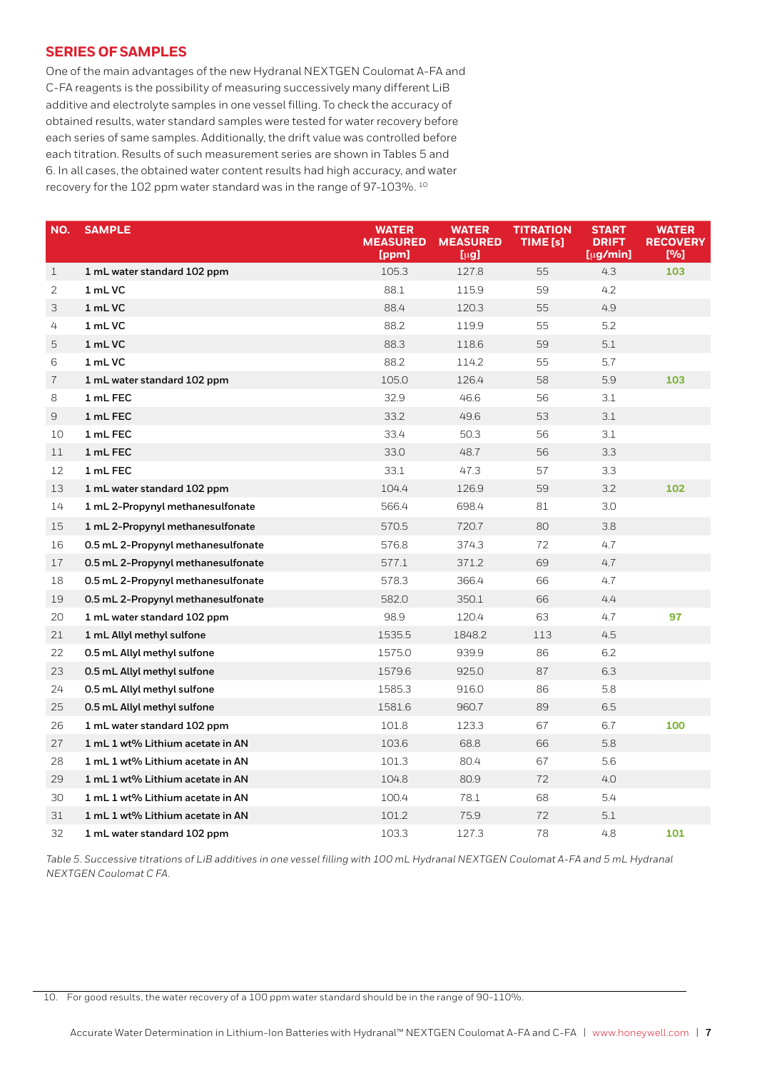## SERIES OF SAMPLES

One of the main advantages of the new Hydranal NEXTGEN Coulomat A-FA and C-FA reagents is the possibility of measuring successively many different LiB additive and electrolyte samples in one vessel filling. To check the accuracy of obtained results, water standard samples were tested for water recovery before each series of same samples. Additionally, the drift value was controlled before each titration. Results of such measurement series are shown in Tables 5 and 6. In all cases, the obtained water content results had high accuracy, and water recovery for the 102 ppm water standard was in the range of 97-103%.[10]

| NO. | SAMPLE | WATER MEASURED [ppm] | WATER MEASURED [μg] | TITRATION TIME [s] | START DRIFT [μg/min] | WATER RECOVERY [%] |
|---|---|---|---|---|---|---|
| 1 | 1 mL water standard 102 ppm | 105.3 | 127.8 | 55 | 4.3 | 103 |
| 2 | 1 mL VC | 88.1 | 115.9 | 59 | 4.2 | |
| 3 | 1 mL VC | 88.4 | 120.3 | 55 | 4.9 | |
| 4 | 1 mL VC | 88.2 | 119.9 | 55 | 5.2 | |
| 5 | 1 mL VC | 88.3 | 118.6 | 59 | 5.1 | |
| 6 | 1 mL VC | 88.2 | 114.2 | 55 | 5.7 | |
| 7 | 1 mL water standard 102 ppm | 105.0 | 126.4 | 58 | 5.9 | 103 |
| 8 | 1 mL FEC | 32.9 | 46.6 | 56 | 3.1 | |
| 9 | 1 mL FEC | 33.2 | 49.6 | 53 | 3.1 | |
| 10 | 1 mL FEC | 33.4 | 50.3 | 56 | 3.1 | |
| 11 | 1 mL FEC | 33.0 | 48.7 | 56 | 3.3 | |
| 12 | 1 mL FEC | 33.1 | 47.3 | 57 | 3.3 | |
| 13 | 1 mL water standard 102 ppm | 104.4 | 126.9 | 59 | 3.2 | 102 |
| 14 | 1 mL 2-Propynyl methanesulfonate | 566.4 | 698.4 | 81 | 3.0 | |
| 15 | 1 mL 2-Propynyl methanesulfonate | 570.5 | 720.7 | 80 | 3.8 | |
| 16 | 0.5 mL 2-Propynyl methanesulfonate | 576.8 | 374.3 | 72 | 4.7 | |
| 17 | 0.5 mL 2-Propynyl methanesulfonate | 577.1 | 371.2 | 69 | 4.7 | |
| 18 | 0.5 mL 2-Propynyl methanesulfonate | 578.3 | 366.4 | 66 | 4.7 | |
| 19 | 0.5 mL 2-Propynyl methanesulfonate | 582.0 | 350.1 | 66 | 4.4 | |
| 20 | 1 mL water standard 102 ppm | 98.9 | 120.4 | 63 | 4.7 | 97 |
| 21 | 1 mL Allyl methyl sulfone | 1535.5 | 1848.2 | 113 | 4.5 | |
| 22 | 0.5 mL Allyl methyl sulfone | 1575.0 | 939.9 | 86 | 6.2 | |
| 23 | 0.5 mL Allyl methyl sulfone | 1579.6 | 925.0 | 87 | 6.3 | |
| 24 | 0.5 mL Allyl methyl sulfone | 1585.3 | 916.0 | 86 | 5.8 | |
| 25 | 0.5 mL Allyl methyl sulfone | 1581.6 | 960.7 | 89 | 6.5 | |
| 26 | 1 mL water standard 102 ppm | 101.8 | 123.3 | 67 | 6.7 | 100 |
| 27 | 1 mL 1 wt% Lithium acetate in AN | 103.6 | 68.8 | 66 | 5.8 | |
| 28 | 1 mL 1 wt% Lithium acetate in AN | 101.3 | 80.4 | 67 | 5.6 | |
| 29 | 1 mL 1 wt% Lithium acetate in AN | 104.8 | 80.9 | 72 | 4.0 | |
| 30 | 1 mL 1 wt% Lithium acetate in AN | 100.4 | 78.1 | 68 | 5.4 | |
| 31 | 1 mL 1 wt% Lithium acetate in AN | 101.2 | 75.9 | 72 | 5.1 | |
| 32 | 1 mL water standard 102 ppm | 103.3 | 127.3 | 78 | 4.8 | 101 |

*Table 5. Successive titrations of LiB additives in one vessel filling with 100 mL Hydranal NEXTGEN Coulomat A-FA and 5 mL Hydranal NEXTGEN Coulomat C FA.*

10. For good results, the water recovery of a 100 ppm water standard should be in the range of 90-110%.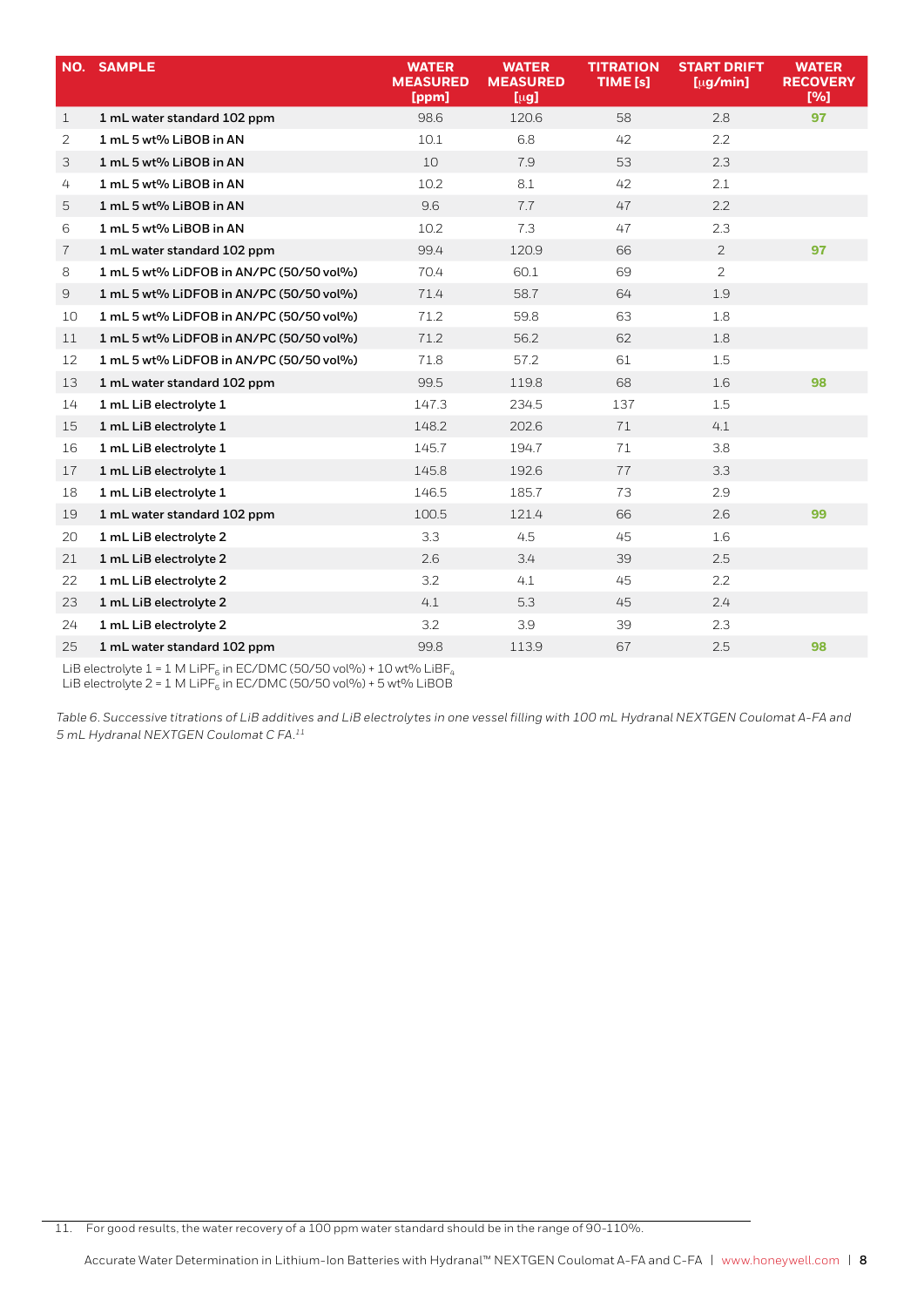| NO. | SAMPLE | WATER MEASURED [ppm] | WATER MEASURED [μg] | TITRATION TIME [s] | START DRIFT [μg/min] | WATER RECOVERY [%] |
|---|---|---|---|---|---|---|
| 1 | 1 mL water standard 102 ppm | 98.6 | 120.6 | 58 | 2.8 | 97 |
| 2 | 1 mL 5 wt% LiBOB in AN | 10.1 | 6.8 | 42 | 2.2 | |
| 3 | 1 mL 5 wt% LiBOB in AN | 10 | 7.9 | 53 | 2.3 | |
| 4 | 1 mL 5 wt% LiBOB in AN | 10.2 | 8.1 | 42 | 2.1 | |
| 5 | 1 mL 5 wt% LiBOB in AN | 9.6 | 7.7 | 47 | 2.2 | |
| 6 | 1 mL 5 wt% LiBOB in AN | 10.2 | 7.3 | 47 | 2.3 | |
| 7 | 1 mL water standard 102 ppm | 99.4 | 120.9 | 66 | 2 | 97 |
| 8 | 1 mL 5 wt% LiDFOB in AN/PC (50/50 vol%) | 70.4 | 60.1 | 69 | 2 | |
| 9 | 1 mL 5 wt% LiDFOB in AN/PC (50/50 vol%) | 71.4 | 58.7 | 64 | 1.9 | |
| 10 | 1 mL 5 wt% LiDFOB in AN/PC (50/50 vol%) | 71.2 | 59.8 | 63 | 1.8 | |
| 11 | 1 mL 5 wt% LiDFOB in AN/PC (50/50 vol%) | 71.2 | 56.2 | 62 | 1.8 | |
| 12 | 1 mL 5 wt% LiDFOB in AN/PC (50/50 vol%) | 71.8 | 57.2 | 61 | 1.5 | |
| 13 | 1 mL water standard 102 ppm | 99.5 | 119.8 | 68 | 1.6 | 98 |
| 14 | 1 mL LiB electrolyte 1 | 147.3 | 234.5 | 137 | 1.5 | |
| 15 | 1 mL LiB electrolyte 1 | 148.2 | 202.6 | 71 | 4.1 | |
| 16 | 1 mL LiB electrolyte 1 | 145.7 | 194.7 | 71 | 3.8 | |
| 17 | 1 mL LiB electrolyte 1 | 145.8 | 192.6 | 77 | 3.3 | |
| 18 | 1 mL LiB electrolyte 1 | 146.5 | 185.7 | 73 | 2.9 | |
| 19 | 1 mL water standard 102 ppm | 100.5 | 121.4 | 66 | 2.6 | 99 |
| 20 | 1 mL LiB electrolyte 2 | 3.3 | 4.5 | 45 | 1.6 | |
| 21 | 1 mL LiB electrolyte 2 | 2.6 | 3.4 | 39 | 2.5 | |
| 22 | 1 mL LiB electrolyte 2 | 3.2 | 4.1 | 45 | 2.2 | |
| 23 | 1 mL LiB electrolyte 2 | 4.1 | 5.3 | 45 | 2.4 | |
| 24 | 1 mL LiB electrolyte 2 | 3.2 | 3.9 | 39 | 2.3 | |
| 25 | 1 mL water standard 102 ppm | 99.8 | 113.9 | 67 | 2.5 | 98 |

LiB electrolyte 1 = 1 M $LiPF_6$ in EC/DMC (50/50 vol%) + 10 wt% $LiBF_4$
LiB electrolyte 2 = 1 M $LiPF_6$ in EC/DMC (50/50 vol%) + 5 wt% LiBOB

*Table 6. Successive titrations of LiB additives and LiB electrolytes in one vessel filling with 100 mL Hydranal NEXTGEN Coulomat A-FA and 5 mL Hydranal NEXTGEN Coulomat C FA.*[11]

11. For good results, the water recovery of a 100 ppm water standard should be in the range of 90-110%.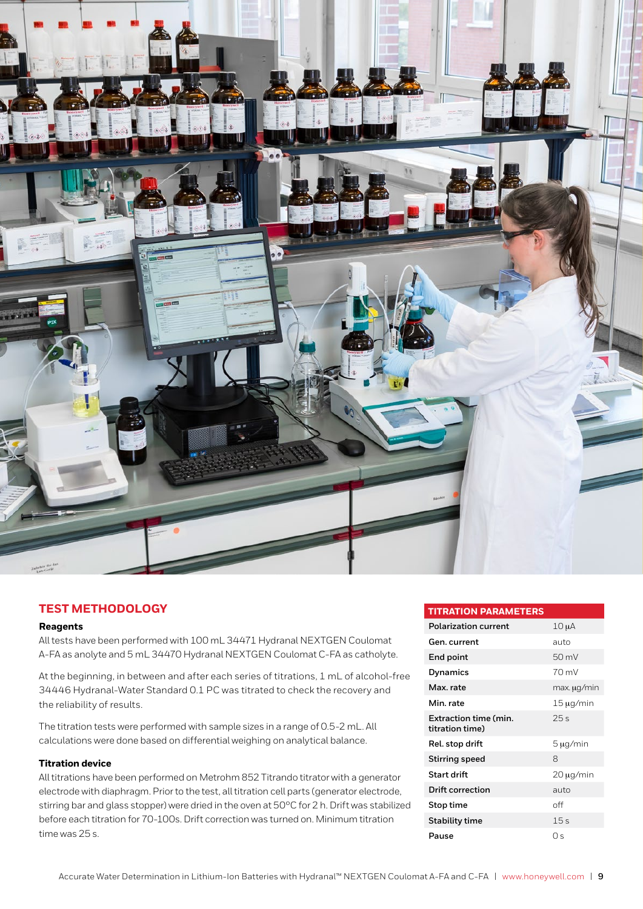## TEST METHODOLOGY

### Reagents

All tests have been performed with 100 mL 34471 Hydranal NEXTGEN Coulomat A-FA as anolyte and 5 mL 34470 Hydranal NEXTGEN Coulomat C-FA as catholyte.

At the beginning, in between and after each series of titrations, 1 mL of alcohol-free 34446 Hydranal-Water Standard 0.1 PC was titrated to check the recovery and the reliability of results.

The titration tests were performed with sample sizes in a range of 0.5-2 mL. All calculations were done based on differential weighing on analytical balance.

### Titration device

All titrations have been performed on Metrohm 852 Titrando titrator with a generator electrode with diaphragm. Prior to the test, all titration cell parts (generator electrode, stirring bar and glass stopper) were dried in the oven at 50°C for 2 h. Drift was stabilized before each titration for 70-100s. Drift correction was turned on. Minimum titration time was 25 s.

| TITRATION PARAMETERS | |
|---|---|
| Polarization current | 10 µA |
| Gen. current | auto |
| End point | 50 mV |
| Dynamics | 70 mV |
| Max. rate | max. µg/min |
| Min. rate | 15 µg/min |
| Extraction time (min. titration time) | 25 s |
| Rel. stop drift | 5 µg/min |
| Stirring speed | 8 |
| Start drift | 20 µg/min |
| Drift correction | auto |
| Stop time | off |
| Stability time | 15 s |
| Pause | 0 s |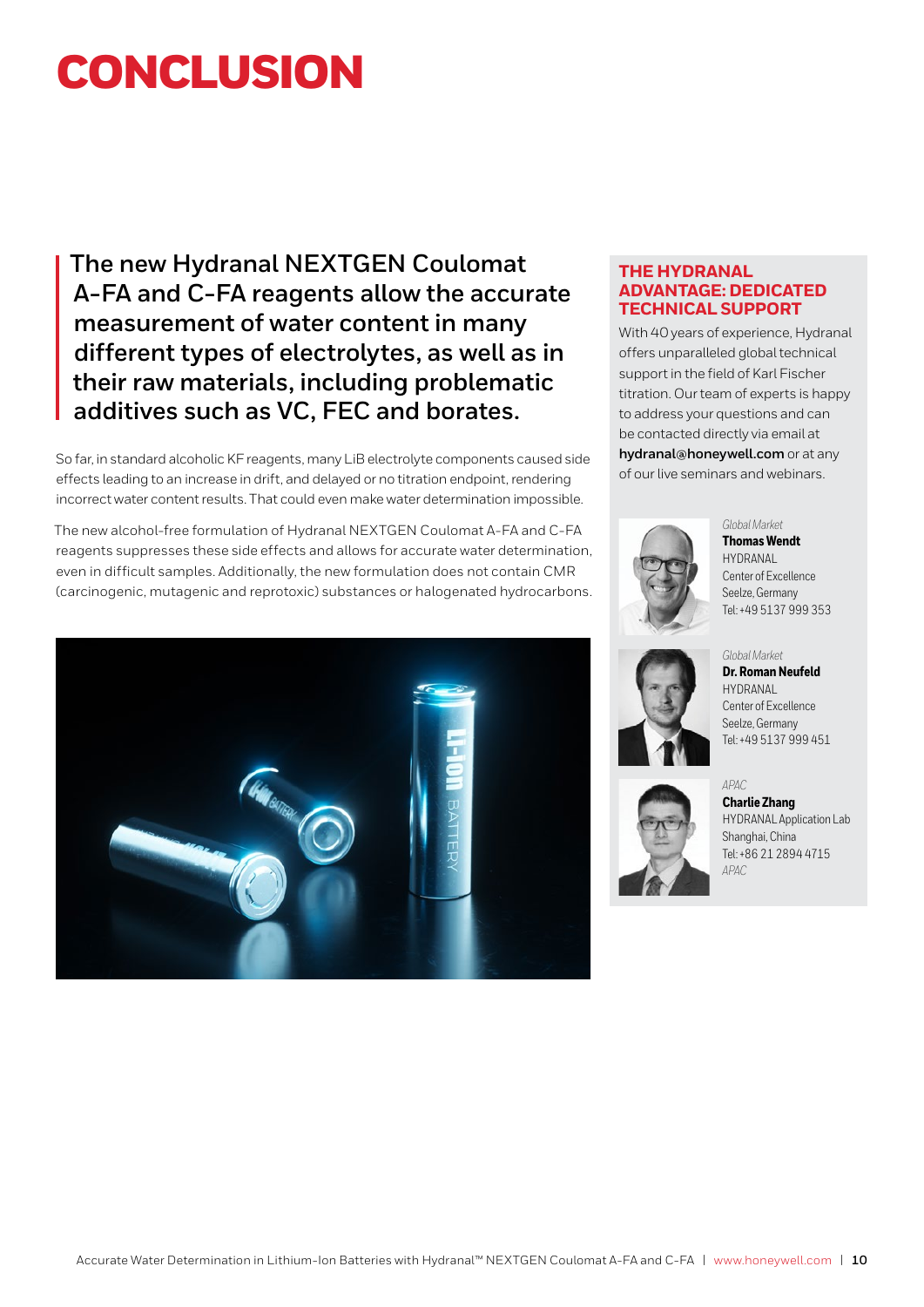# CONCLUSION

**The new Hydranal NEXTGEN Coulomat A-FA and C-FA reagents allow the accurate measurement of water content in many different types of electrolytes, as well as in their raw materials, including problematic additives such as VC, FEC and borates.**

So far, in standard alcoholic KF reagents, many LiB electrolyte components caused side effects leading to an increase in drift, and delayed or no titration endpoint, rendering incorrect water content results. That could even make water determination impossible.

The new alcohol-free formulation of Hydranal NEXTGEN Coulomat A-FA and C-FA reagents suppresses these side effects and allows for accurate water determination, even in difficult samples. Additionally, the new formulation does not contain CMR (carcinogenic, mutagenic and reprotoxic) substances or halogenated hydrocarbons.

## THE HYDRANAL ADVANTAGE: DEDICATED TECHNICAL SUPPORT

With 40 years of experience, Hydranal offers unparalleled global technical support in the field of Karl Fischer titration. Our team of experts is happy to address your questions and can be contacted directly via email at **hydranal@honeywell.com** or at any of our live seminars and webinars.

*Global Market*
**Thomas Wendt**
HYDRANAL
Center of Excellence
Seelze, Germany
Tel: +49 5137 999 353

*Global Market*
**Dr. Roman Neufeld**
HYDRANAL
Center of Excellence
Seelze, Germany
Tel: +49 5137 999 451

*APAC*
**Charlie Zhang**
HYDRANAL Application Lab
Shanghai, China
Tel: +86 21 2894 4715
*APAC*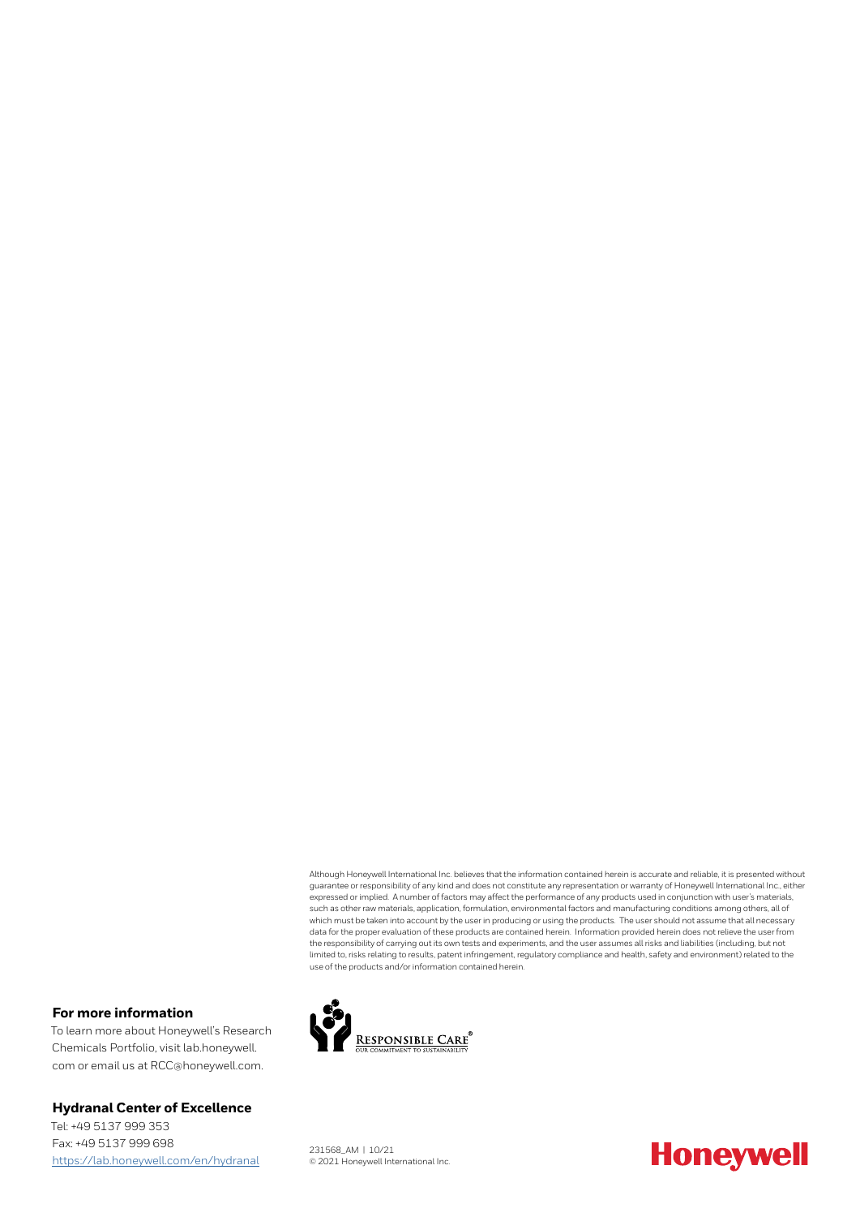Although Honeywell International Inc. believes that the information contained herein is accurate and reliable, it is presented without guarantee or responsibility of any kind and does not constitute any representation or warranty of Honeywell International Inc., either expressed or implied. A number of factors may affect the performance of any products used in conjunction with user's materials, such as other raw materials, application, formulation, environmental factors and manufacturing conditions among others, all of which must be taken into account by the user in producing or using the products. The user should not assume that all necessary data for the proper evaluation of these products are contained herein. Information provided herein does not relieve the user from the responsibility of carrying out its own tests and experiments, and the user assumes all risks and liabilities (including, but not limited to, risks relating to results, patent infringement, regulatory compliance and health, safety and environment) related to the use of the products and/or information contained herein.

### For more information

To learn more about Honeywell's Research Chemicals Portfolio, visit lab.honeywell.com or email us at RCC@honeywell.com.

RESPONSIBLE CARE®
OUR COMMITMENT TO SUSTAINABILITY

### Hydranal Center of Excellence

Tel: +49 5137 999 353
Fax: +49 5137 999 698
https://lab.honeywell.com/en/hydranal

231568_AM | 10/21
© 2021 Honeywell International Inc.

Honeywell